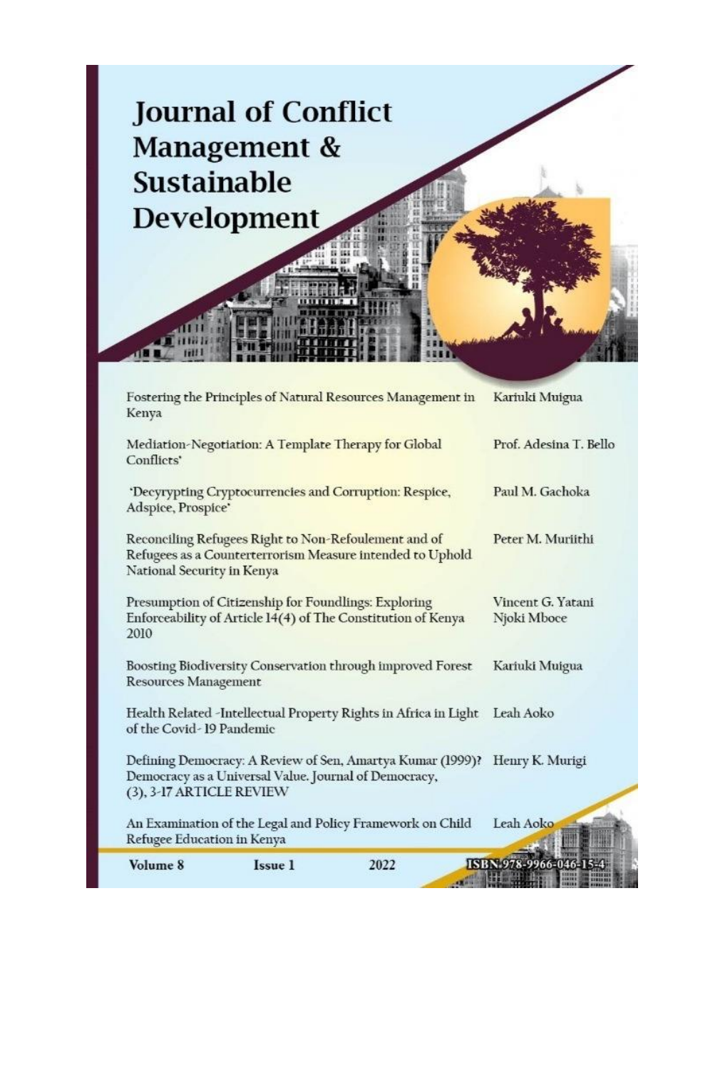# Journal of Conflict Management & Sustainable Development

| | |
|---|---|
| Fostering the Principles of Natural Resources Management in Kenya | Kariuki Muigua |
| Mediation-Negotiation: A Template Therapy for Global Conflicts' | Prof. Adesina T. Bello |
| 'Decyrypting Cryptocurrencies and Corruption: Respice, Adspice, Prospice' | Paul M. Gachoka |
| Reconciling Refugees Right to Non-Refoulement and of Refugees as a Counterterrorism Measure intended to Uphold National Security in Kenya | Peter M. Muriithi |
| Presumption of Citizenship for Foundlings: Exploring Enforceability of Article 14(4) of The Constitution of Kenya 2010 | Vincent G. Yatani<br>Njoki Mboce |
| Boosting Biodiversity Conservation through improved Forest Resources Management | Kariuki Muigua |
| Health Related -Intellectual Property Rights in Africa in Light of the Covid- 19 Pandemic | Leah Aoko |
| Defining Democracy: A Review of Sen, Amartya Kumar (1999)? Democracy as a Universal Value. Journal of Democracy, (3), 3-17 ARTICLE REVIEW | Henry K. Murigi |
| An Examination of the Legal and Policy Framework on Child Refugee Education in Kenya | Leah Aoko |

**Volume 8** **Issue 1** **2022** ISBN 978-9966-046-15-4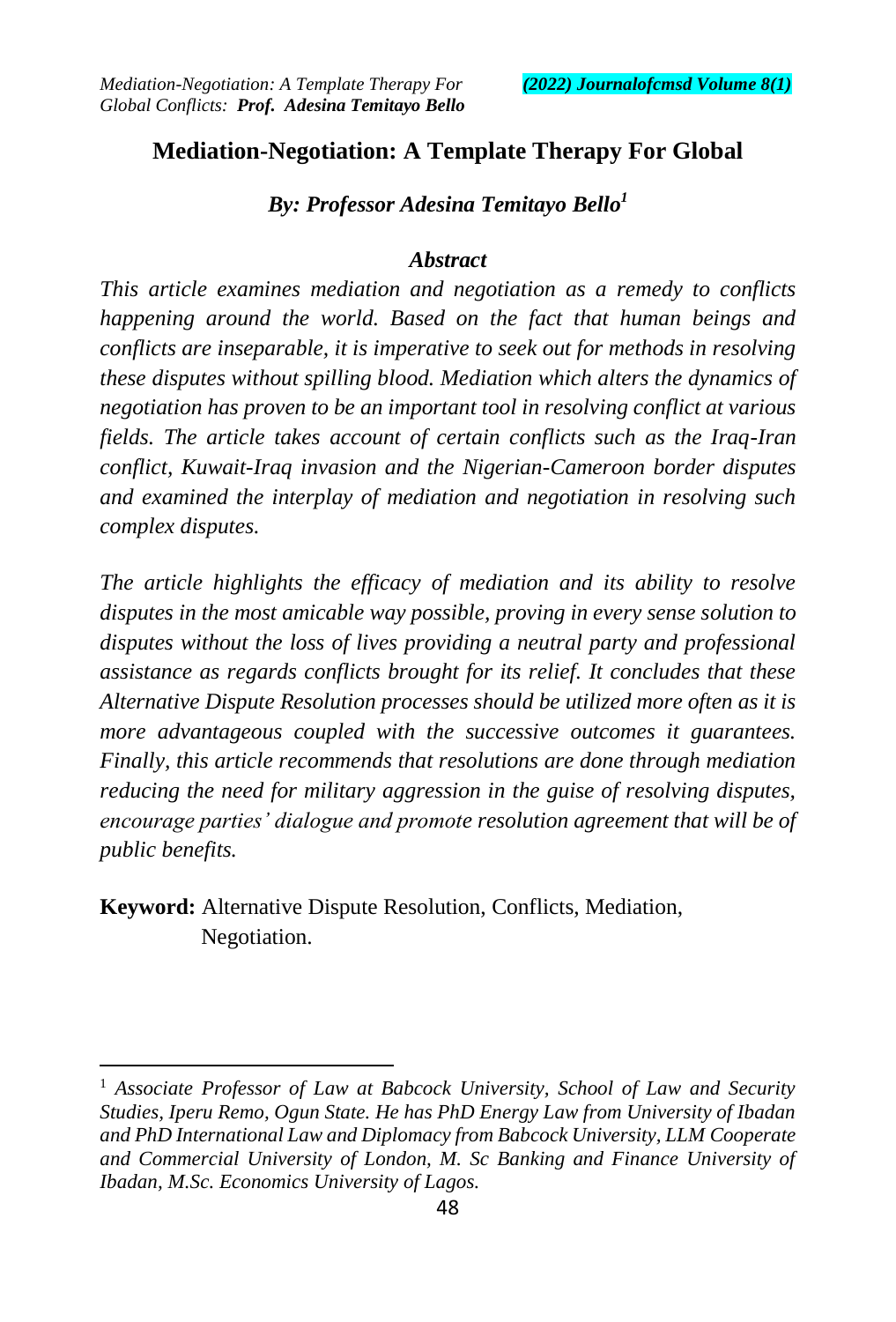# Mediation-Negotiation: A Template Therapy For Global

***By: Professor Adesina Temitayo Bello[1]***

### *Abstract*

*This article examines mediation and negotiation as a remedy to conflicts happening around the world. Based on the fact that human beings and conflicts are inseparable, it is imperative to seek out for methods in resolving these disputes without spilling blood. Mediation which alters the dynamics of negotiation has proven to be an important tool in resolving conflict at various fields. The article takes account of certain conflicts such as the Iraq-Iran conflict, Kuwait-Iraq invasion and the Nigerian-Cameroon border disputes and examined the interplay of mediation and negotiation in resolving such complex disputes.*

*The article highlights the efficacy of mediation and its ability to resolve disputes in the most amicable way possible, proving in every sense solution to disputes without the loss of lives providing a neutral party and professional assistance as regards conflicts brought for its relief. It concludes that these Alternative Dispute Resolution processes should be utilized more often as it is more advantageous coupled with the successive outcomes it guarantees. Finally, this article recommends that resolutions are done through mediation reducing the need for military aggression in the guise of resolving disputes, encourage parties' dialogue and promote resolution agreement that will be of public benefits.*

**Keyword:** Alternative Dispute Resolution, Conflicts, Mediation, Negotiation.

---

[1] *Associate Professor of Law at Babcock University, School of Law and Security Studies, Iperu Remo, Ogun State. He has PhD Energy Law from University of Ibadan and PhD International Law and Diplomacy from Babcock University, LLM Cooperate and Commercial University of London, M. Sc Banking and Finance University of Ibadan, M.Sc. Economics University of Lagos.*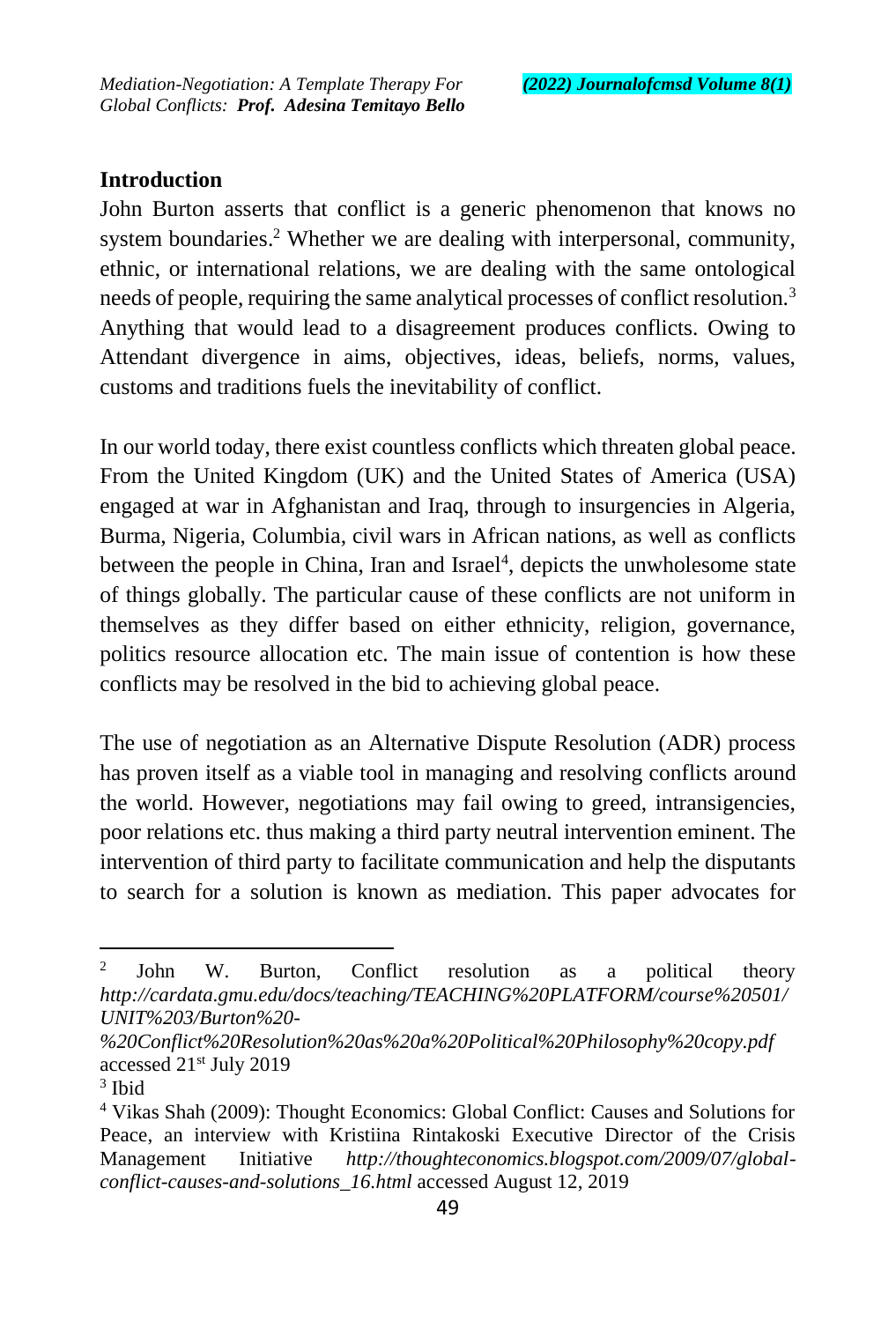## Introduction

John Burton asserts that conflict is a generic phenomenon that knows no system boundaries.[2] Whether we are dealing with interpersonal, community, ethnic, or international relations, we are dealing with the same ontological needs of people, requiring the same analytical processes of conflict resolution.[3] Anything that would lead to a disagreement produces conflicts. Owing to Attendant divergence in aims, objectives, ideas, beliefs, norms, values, customs and traditions fuels the inevitability of conflict.

In our world today, there exist countless conflicts which threaten global peace. From the United Kingdom (UK) and the United States of America (USA) engaged at war in Afghanistan and Iraq, through to insurgencies in Algeria, Burma, Nigeria, Columbia, civil wars in African nations, as well as conflicts between the people in China, Iran and Israel[4], depicts the unwholesome state of things globally. The particular cause of these conflicts are not uniform in themselves as they differ based on either ethnicity, religion, governance, politics resource allocation etc. The main issue of contention is how these conflicts may be resolved in the bid to achieving global peace.

The use of negotiation as an Alternative Dispute Resolution (ADR) process has proven itself as a viable tool in managing and resolving conflicts around the world. However, negotiations may fail owing to greed, intransigencies, poor relations etc. thus making a third party neutral intervention eminent. The intervention of third party to facilitate communication and help the disputants to search for a solution is known as mediation. This paper advocates for

---

[2] John W. Burton, Conflict resolution as a political theory *http://cardata.gmu.edu/docs/teaching/TEACHING%20PLATFORM/course%20501/UNIT%203/Burton%20-%20Conflict%20Resolution%20as%20a%20Political%20Philosophy%20copy.pdf* accessed 21st July 2019

[3] Ibid

[4] Vikas Shah (2009): Thought Economics: Global Conflict: Causes and Solutions for Peace, an interview with Kristiina Rintakoski Executive Director of the Crisis Management Initiative *http://thoughteconomics.blogspot.com/2009/07/global-conflict-causes-and-solutions_16.html* accessed August 12, 2019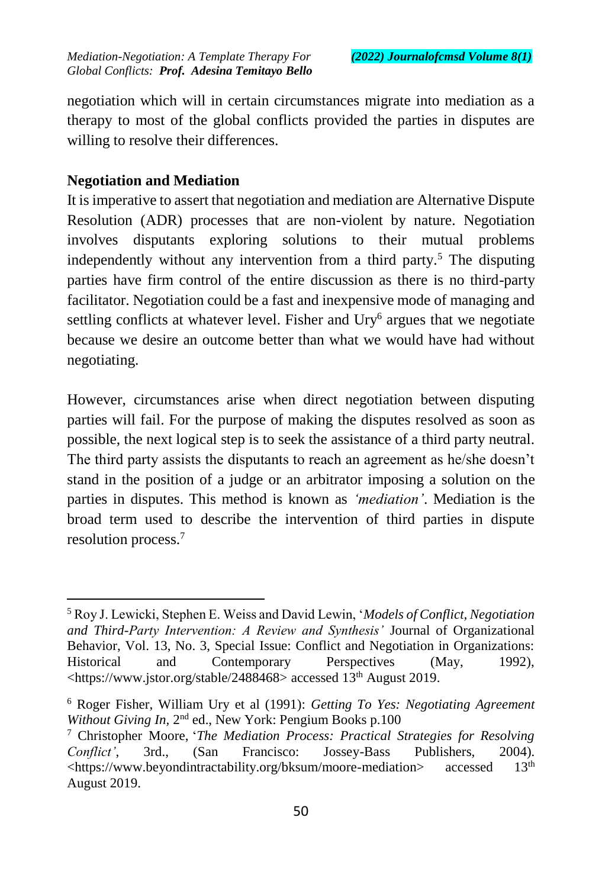negotiation which will in certain circumstances migrate into mediation as a therapy to most of the global conflicts provided the parties in disputes are willing to resolve their differences.

## Negotiation and Mediation

It is imperative to assert that negotiation and mediation are Alternative Dispute Resolution (ADR) processes that are non-violent by nature. Negotiation involves disputants exploring solutions to their mutual problems independently without any intervention from a third party.[5] The disputing parties have firm control of the entire discussion as there is no third-party facilitator. Negotiation could be a fast and inexpensive mode of managing and settling conflicts at whatever level. Fisher and Ury[6] argues that we negotiate because we desire an outcome better than what we would have had without negotiating.

However, circumstances arise when direct negotiation between disputing parties will fail. For the purpose of making the disputes resolved as soon as possible, the next logical step is to seek the assistance of a third party neutral. The third party assists the disputants to reach an agreement as he/she doesn't stand in the position of a judge or an arbitrator imposing a solution on the parties in disputes. This method is known as *'mediation'*. Mediation is the broad term used to describe the intervention of third parties in dispute resolution process.[7]

---

[5] Roy J. Lewicki, Stephen E. Weiss and David Lewin, '*Models of Conflict, Negotiation and Third-Party Intervention: A Review and Synthesis'* Journal of Organizational Behavior, Vol. 13, No. 3, Special Issue: Conflict and Negotiation in Organizations: Historical and Contemporary Perspectives (May, 1992), <https://www.jstor.org/stable/2488468> accessed 13th August 2019.

[6] Roger Fisher, William Ury et al (1991): *Getting To Yes: Negotiating Agreement Without Giving In,* 2nd ed., New York: Pengium Books p.100

[7] Christopher Moore, '*The Mediation Process: Practical Strategies for Resolving Conflict'*, 3rd., (San Francisco: Jossey-Bass Publishers, 2004). <https://www.beyondintractability.org/bksum/moore-mediation> accessed 13th August 2019.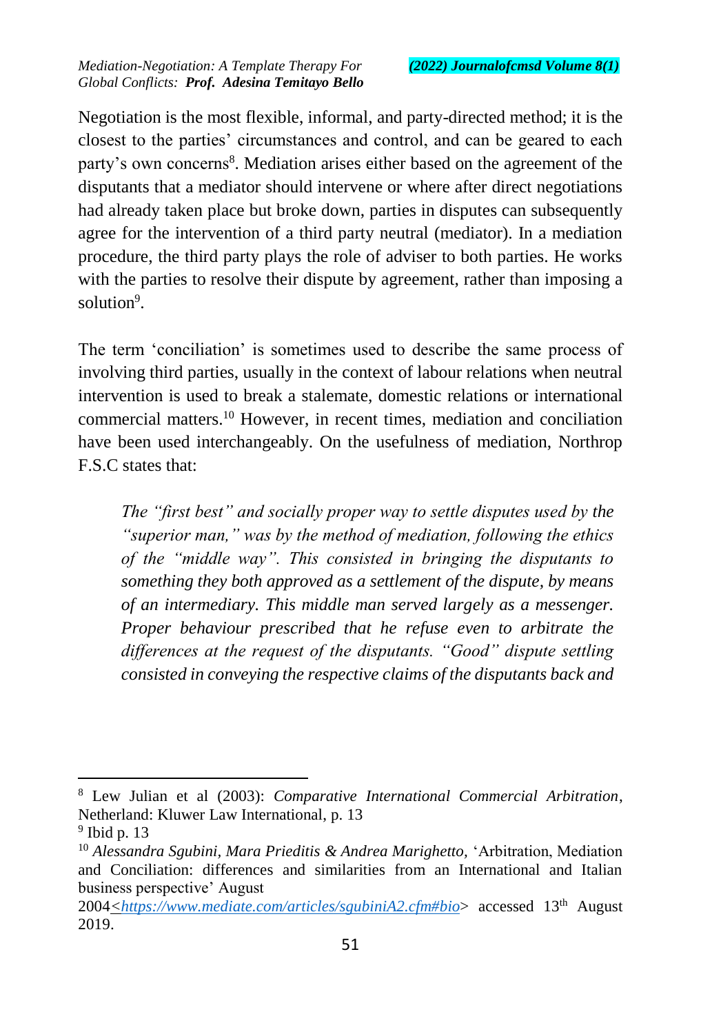Negotiation is the most flexible, informal, and party-directed method; it is the closest to the parties' circumstances and control, and can be geared to each party's own concerns[8]. Mediation arises either based on the agreement of the disputants that a mediator should intervene or where after direct negotiations had already taken place but broke down, parties in disputes can subsequently agree for the intervention of a third party neutral (mediator). In a mediation procedure, the third party plays the role of adviser to both parties. He works with the parties to resolve their dispute by agreement, rather than imposing a solution[9].

The term 'conciliation' is sometimes used to describe the same process of involving third parties, usually in the context of labour relations when neutral intervention is used to break a stalemate, domestic relations or international commercial matters.[10] However, in recent times, mediation and conciliation have been used interchangeably. On the usefulness of mediation, Northrop F.S.C states that:

> *The "first best" and socially proper way to settle disputes used by the "superior man," was by the method of mediation, following the ethics of the "middle way". This consisted in bringing the disputants to something they both approved as a settlement of the dispute, by means of an intermediary. This middle man served largely as a messenger. Proper behaviour prescribed that he refuse even to arbitrate the differences at the request of the disputants. "Good" dispute settling consisted in conveying the respective claims of the disputants back and*

---

[8] Lew Julian et al (2003): *Comparative International Commercial Arbitration*, Netherland: Kluwer Law International, p. 13

[9] Ibid p. 13

[10] *Alessandra Sgubini, Mara Prieditis & Andrea Marighetto,* 'Arbitration, Mediation and Conciliation: differences and similarities from an International and Italian business perspective' August 2004<*https://www.mediate.com/articles/sgubiniA2.cfm#bio*> accessed 13th August 2019.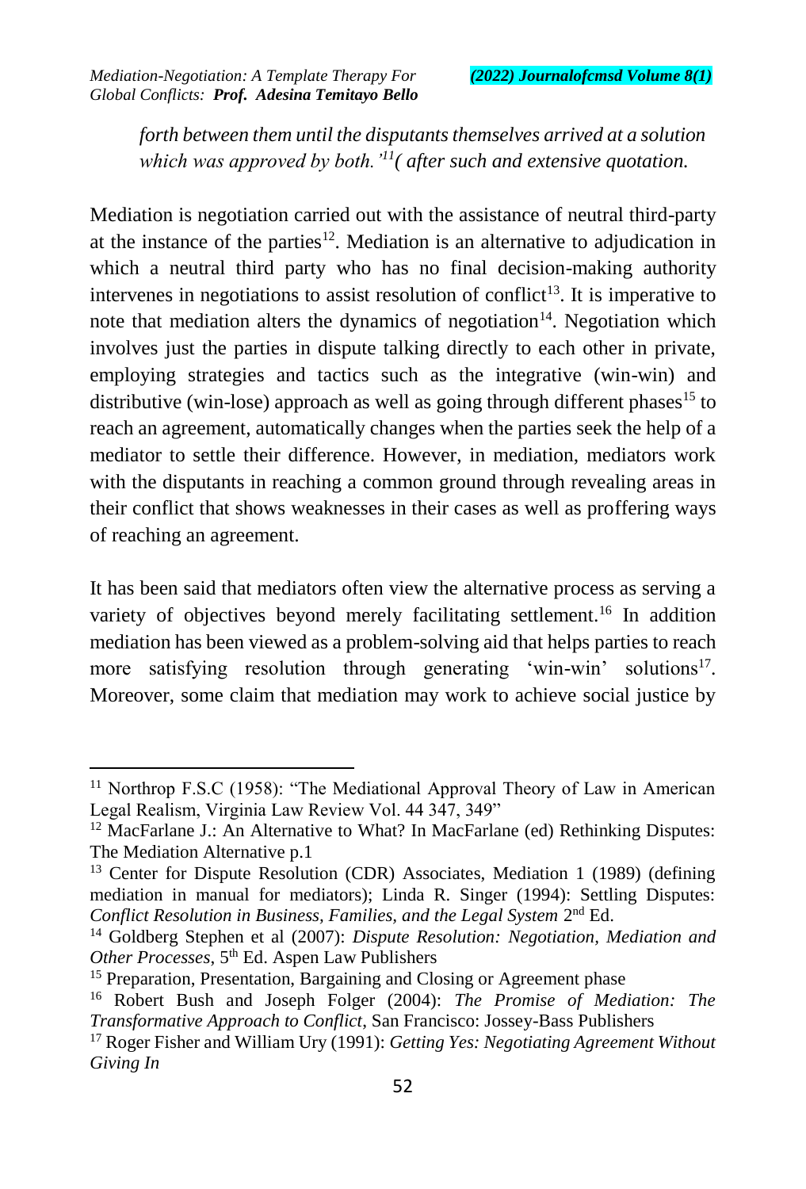*forth between them until the disputants themselves arrived at a solution which was approved by both.'[11]( after such and extensive quotation.*

Mediation is negotiation carried out with the assistance of neutral third-party at the instance of the parties[12]. Mediation is an alternative to adjudication in which a neutral third party who has no final decision-making authority intervenes in negotiations to assist resolution of conflict[13]. It is imperative to note that mediation alters the dynamics of negotiation[14]. Negotiation which involves just the parties in dispute talking directly to each other in private, employing strategies and tactics such as the integrative (win-win) and distributive (win-lose) approach as well as going through different phases[15] to reach an agreement, automatically changes when the parties seek the help of a mediator to settle their difference. However, in mediation, mediators work with the disputants in reaching a common ground through revealing areas in their conflict that shows weaknesses in their cases as well as proffering ways of reaching an agreement.

It has been said that mediators often view the alternative process as serving a variety of objectives beyond merely facilitating settlement.[16] In addition mediation has been viewed as a problem-solving aid that helps parties to reach more satisfying resolution through generating 'win-win' solutions[17]. Moreover, some claim that mediation may work to achieve social justice by

---

[11] Northrop F.S.C (1958): "The Mediational Approval Theory of Law in American Legal Realism, Virginia Law Review Vol. 44 347, 349"

[12] MacFarlane J.: An Alternative to What? In MacFarlane (ed) Rethinking Disputes: The Mediation Alternative p.1

[13] Center for Dispute Resolution (CDR) Associates, Mediation 1 (1989) (defining mediation in manual for mediators); Linda R. Singer (1994): Settling Disputes: *Conflict Resolution in Business, Families, and the Legal System* 2nd Ed.

[14] Goldberg Stephen et al (2007): *Dispute Resolution: Negotiation, Mediation and Other Processes*, 5th Ed. Aspen Law Publishers

[15] Preparation, Presentation, Bargaining and Closing or Agreement phase

[16] Robert Bush and Joseph Folger (2004): *The Promise of Mediation: The Transformative Approach to Conflict*, San Francisco: Jossey-Bass Publishers

[17] Roger Fisher and William Ury (1991): *Getting Yes: Negotiating Agreement Without Giving In*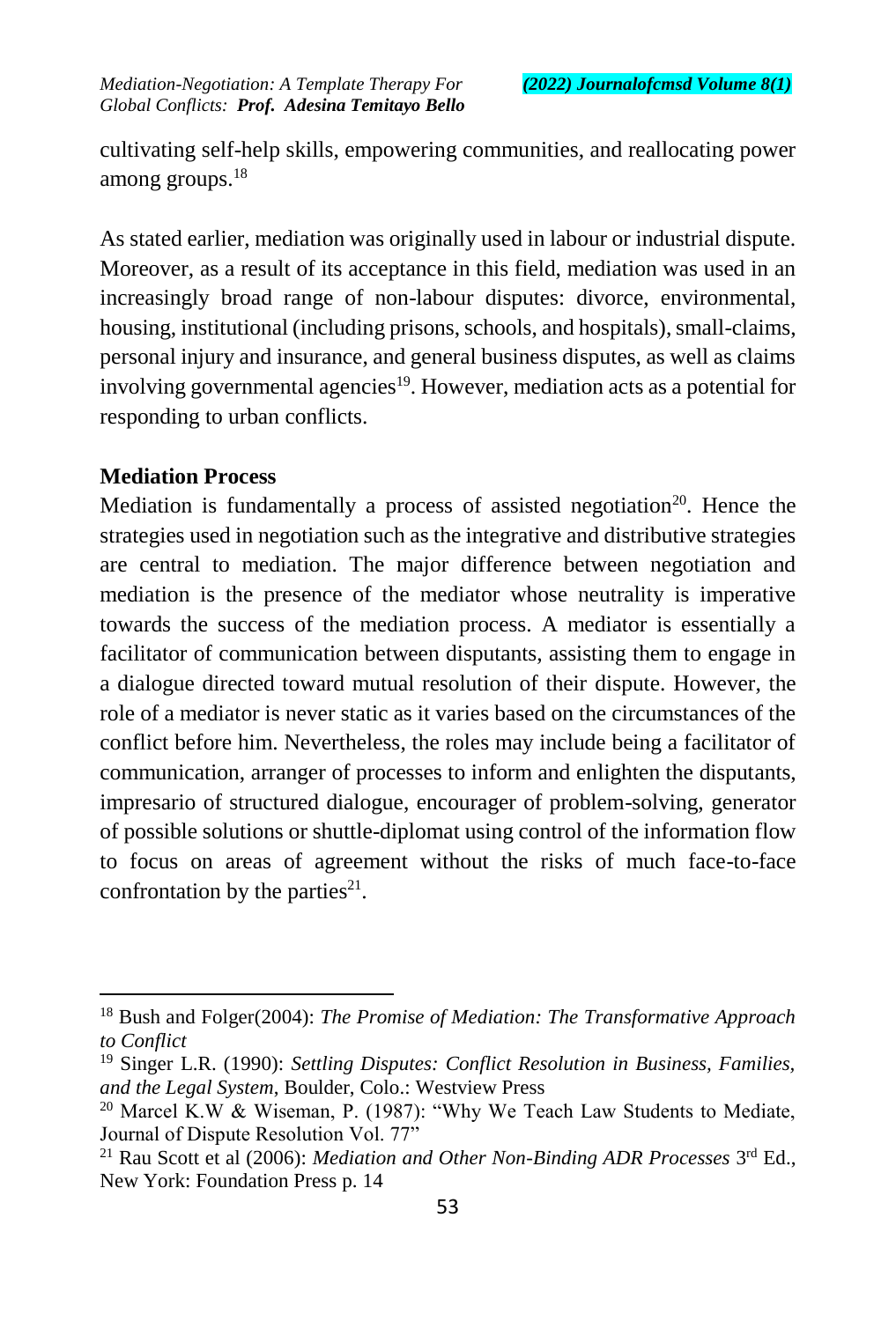cultivating self-help skills, empowering communities, and reallocating power among groups.[18]

As stated earlier, mediation was originally used in labour or industrial dispute. Moreover, as a result of its acceptance in this field, mediation was used in an increasingly broad range of non-labour disputes: divorce, environmental, housing, institutional (including prisons, schools, and hospitals), small-claims, personal injury and insurance, and general business disputes, as well as claims involving governmental agencies[19]. However, mediation acts as a potential for responding to urban conflicts.

**Mediation Process**

Mediation is fundamentally a process of assisted negotiation[20]. Hence the strategies used in negotiation such as the integrative and distributive strategies are central to mediation. The major difference between negotiation and mediation is the presence of the mediator whose neutrality is imperative towards the success of the mediation process. A mediator is essentially a facilitator of communication between disputants, assisting them to engage in a dialogue directed toward mutual resolution of their dispute. However, the role of a mediator is never static as it varies based on the circumstances of the conflict before him. Nevertheless, the roles may include being a facilitator of communication, arranger of processes to inform and enlighten the disputants, impresario of structured dialogue, encourager of problem-solving, generator of possible solutions or shuttle-diplomat using control of the information flow to focus on areas of agreement without the risks of much face-to-face confrontation by the parties[21].

---

[18] Bush and Folger(2004): *The Promise of Mediation: The Transformative Approach to Conflict*

[19] Singer L.R. (1990): *Settling Disputes: Conflict Resolution in Business, Families, and the Legal System*, Boulder, Colo.: Westview Press

[20] Marcel K.W & Wiseman, P. (1987): "Why We Teach Law Students to Mediate, Journal of Dispute Resolution Vol. 77"

[21] Rau Scott et al (2006): *Mediation and Other Non-Binding ADR Processes* 3rd Ed., New York: Foundation Press p. 14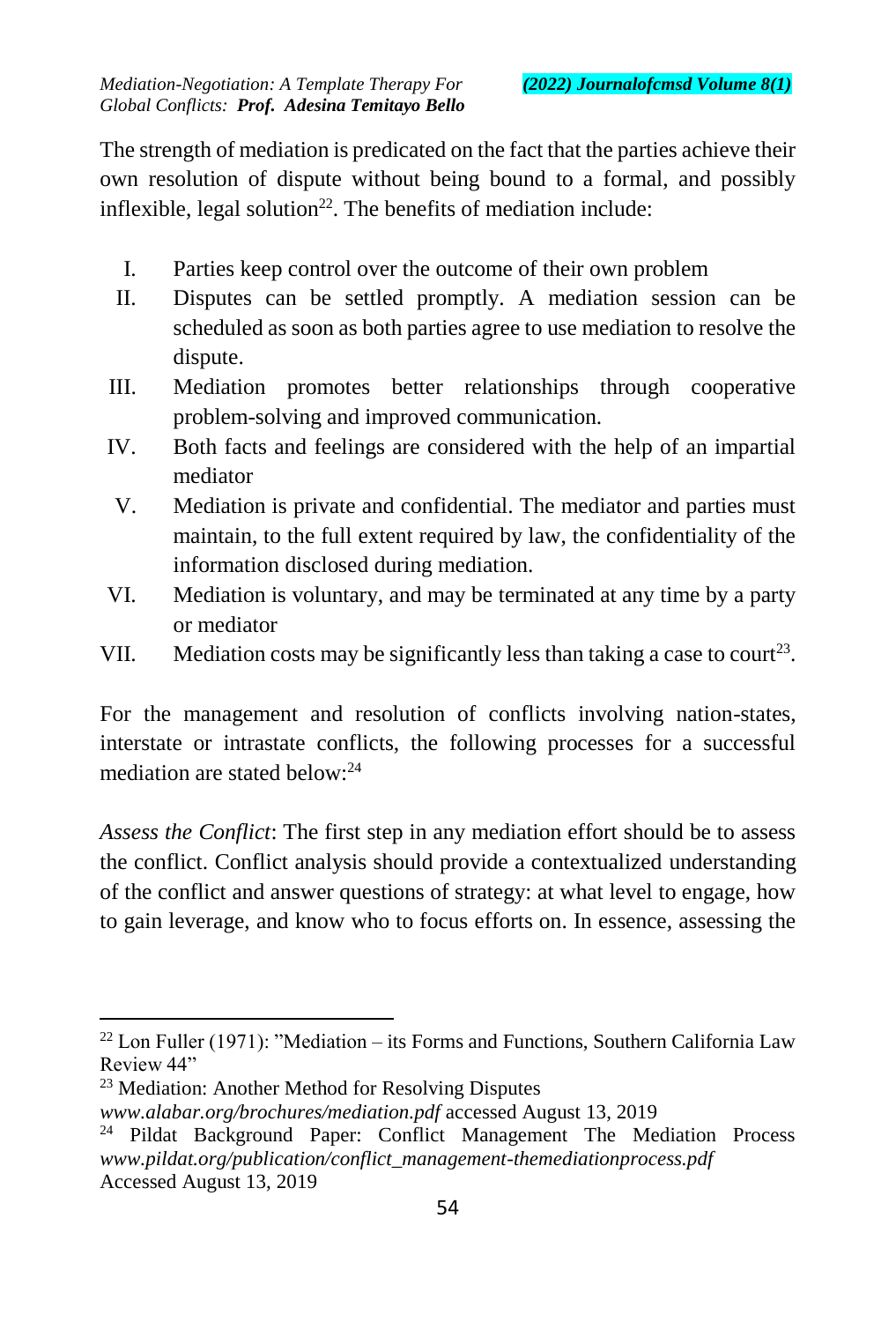The strength of mediation is predicated on the fact that the parties achieve their own resolution of dispute without being bound to a formal, and possibly inflexible, legal solution[22]. The benefits of mediation include:

I. Parties keep control over the outcome of their own problem
II. Disputes can be settled promptly. A mediation session can be scheduled as soon as both parties agree to use mediation to resolve the dispute.
III. Mediation promotes better relationships through cooperative problem-solving and improved communication.
IV. Both facts and feelings are considered with the help of an impartial mediator
V. Mediation is private and confidential. The mediator and parties must maintain, to the full extent required by law, the confidentiality of the information disclosed during mediation.
VI. Mediation is voluntary, and may be terminated at any time by a party or mediator
VII. Mediation costs may be significantly less than taking a case to court[23].

For the management and resolution of conflicts involving nation-states, interstate or intrastate conflicts, the following processes for a successful mediation are stated below:[24]

*Assess the Conflict*: The first step in any mediation effort should be to assess the conflict. Conflict analysis should provide a contextualized understanding of the conflict and answer questions of strategy: at what level to engage, how to gain leverage, and know who to focus efforts on. In essence, assessing the

---

[22] Lon Fuller (1971): "Mediation – its Forms and Functions, Southern California Law Review 44"

[23] Mediation: Another Method for Resolving Disputes *www.alabar.org/brochures/mediation.pdf* accessed August 13, 2019

[24] Pildat Background Paper: Conflict Management The Mediation Process *www.pildat.org/publication/conflict_management-themediationprocess.pdf* Accessed August 13, 2019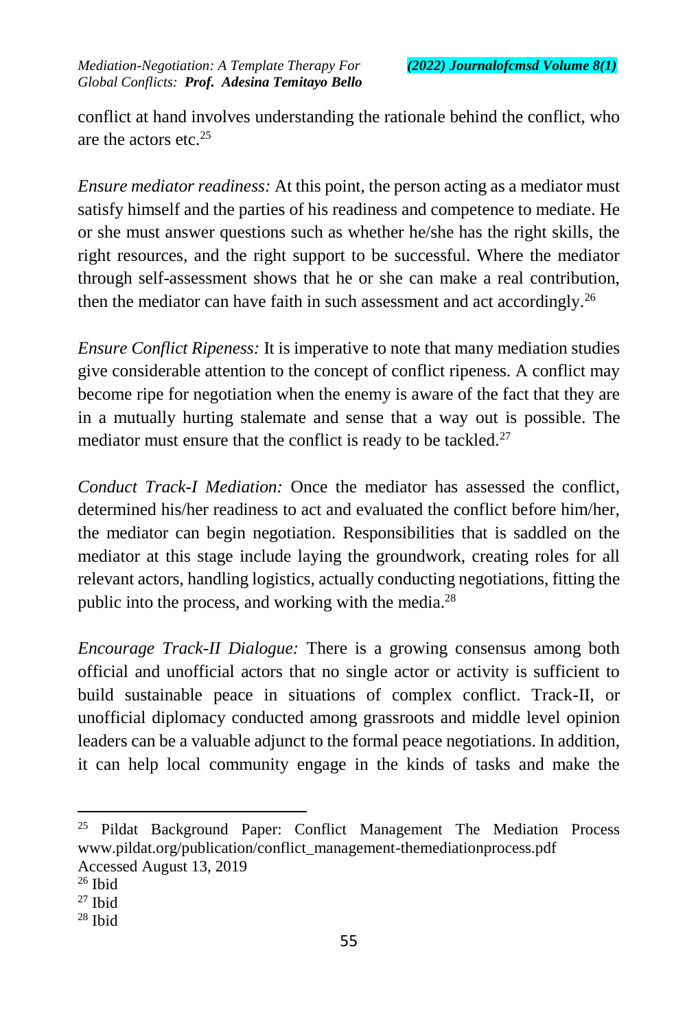conflict at hand involves understanding the rationale behind the conflict, who are the actors etc.[25]

*Ensure mediator readiness:* At this point, the person acting as a mediator must satisfy himself and the parties of his readiness and competence to mediate. He or she must answer questions such as whether he/she has the right skills, the right resources, and the right support to be successful. Where the mediator through self-assessment shows that he or she can make a real contribution, then the mediator can have faith in such assessment and act accordingly.[26]

*Ensure Conflict Ripeness:* It is imperative to note that many mediation studies give considerable attention to the concept of conflict ripeness. A conflict may become ripe for negotiation when the enemy is aware of the fact that they are in a mutually hurting stalemate and sense that a way out is possible. The mediator must ensure that the conflict is ready to be tackled.[27]

*Conduct Track-I Mediation:* Once the mediator has assessed the conflict, determined his/her readiness to act and evaluated the conflict before him/her, the mediator can begin negotiation. Responsibilities that is saddled on the mediator at this stage include laying the groundwork, creating roles for all relevant actors, handling logistics, actually conducting negotiations, fitting the public into the process, and working with the media.[28]

*Encourage Track-II Dialogue:* There is a growing consensus among both official and unofficial actors that no single actor or activity is sufficient to build sustainable peace in situations of complex conflict. Track-II, or unofficial diplomacy conducted among grassroots and middle level opinion leaders can be a valuable adjunct to the formal peace negotiations. In addition, it can help local community engage in the kinds of tasks and make the

---

[25] Pildat Background Paper: Conflict Management The Mediation Process www.pildat.org/publication/conflict_management-themediationprocess.pdf Accessed August 13, 2019

[26] Ibid

[27] Ibid

[28] Ibid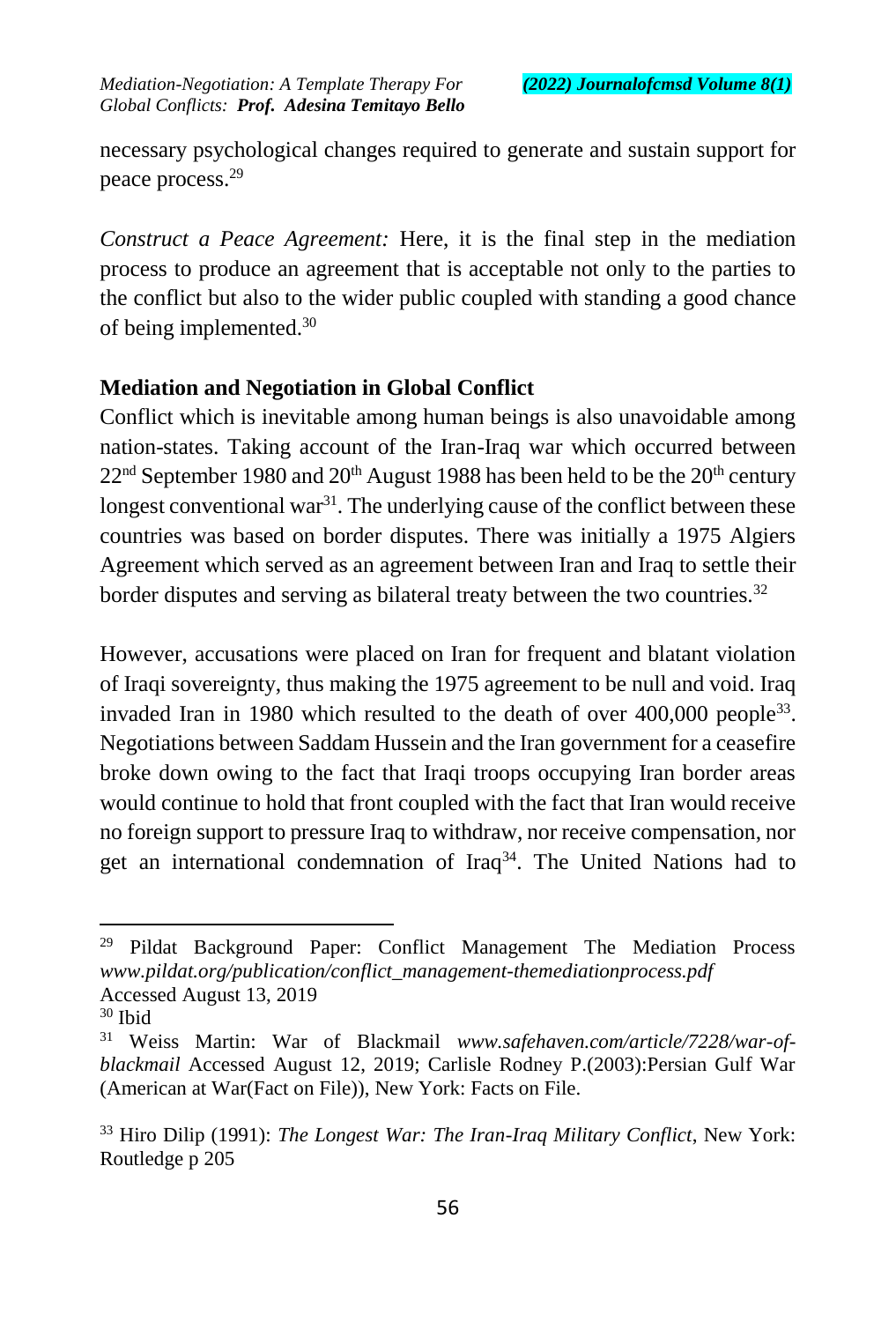necessary psychological changes required to generate and sustain support for peace process.[29]

*Construct a Peace Agreement:* Here, it is the final step in the mediation process to produce an agreement that is acceptable not only to the parties to the conflict but also to the wider public coupled with standing a good chance of being implemented.[30]

**Mediation and Negotiation in Global Conflict**

Conflict which is inevitable among human beings is also unavoidable among nation-states. Taking account of the Iran-Iraq war which occurred between 22nd September 1980 and 20th August 1988 has been held to be the 20th century longest conventional war[31]. The underlying cause of the conflict between these countries was based on border disputes. There was initially a 1975 Algiers Agreement which served as an agreement between Iran and Iraq to settle their border disputes and serving as bilateral treaty between the two countries.[32]

However, accusations were placed on Iran for frequent and blatant violation of Iraqi sovereignty, thus making the 1975 agreement to be null and void. Iraq invaded Iran in 1980 which resulted to the death of over 400,000 people[33]. Negotiations between Saddam Hussein and the Iran government for a ceasefire broke down owing to the fact that Iraqi troops occupying Iran border areas would continue to hold that front coupled with the fact that Iran would receive no foreign support to pressure Iraq to withdraw, nor receive compensation, nor get an international condemnation of Iraq[34]. The United Nations had to

---

[29] Pildat Background Paper: Conflict Management The Mediation Process *www.pildat.org/publication/conflict_management-themediationprocess.pdf* Accessed August 13, 2019

[30] Ibid

[31] Weiss Martin: War of Blackmail *www.safehaven.com/article/7228/war-of-blackmail* Accessed August 12, 2019; Carlisle Rodney P.(2003):Persian Gulf War (American at War(Fact on File)), New York: Facts on File.

[33] Hiro Dilip (1991): *The Longest War: The Iran-Iraq Military Conflict*, New York: Routledge p 205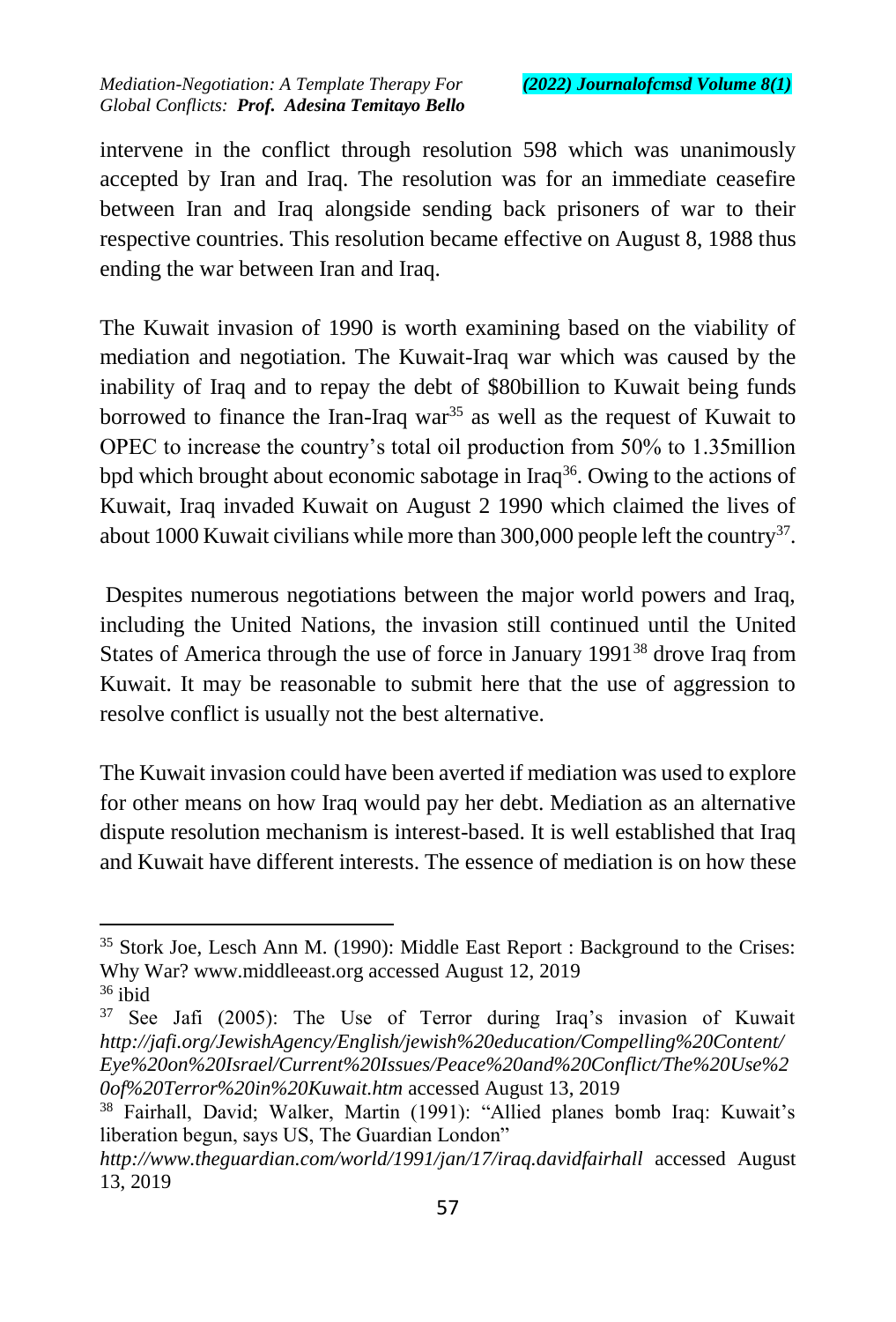intervene in the conflict through resolution 598 which was unanimously accepted by Iran and Iraq. The resolution was for an immediate ceasefire between Iran and Iraq alongside sending back prisoners of war to their respective countries. This resolution became effective on August 8, 1988 thus ending the war between Iran and Iraq.

The Kuwait invasion of 1990 is worth examining based on the viability of mediation and negotiation. The Kuwait-Iraq war which was caused by the inability of Iraq and to repay the debt of $80billion to Kuwait being funds borrowed to finance the Iran-Iraq war[35] as well as the request of Kuwait to OPEC to increase the country's total oil production from 50% to 1.35million bpd which brought about economic sabotage in Iraq[36]. Owing to the actions of Kuwait, Iraq invaded Kuwait on August 2 1990 which claimed the lives of about 1000 Kuwait civilians while more than 300,000 people left the country[37].

Despites numerous negotiations between the major world powers and Iraq, including the United Nations, the invasion still continued until the United States of America through the use of force in January 1991[38] drove Iraq from Kuwait. It may be reasonable to submit here that the use of aggression to resolve conflict is usually not the best alternative.

The Kuwait invasion could have been averted if mediation was used to explore for other means on how Iraq would pay her debt. Mediation as an alternative dispute resolution mechanism is interest-based. It is well established that Iraq and Kuwait have different interests. The essence of mediation is on how these

---

[35] Stork Joe, Lesch Ann M. (1990): Middle East Report : Background to the Crises: Why War? www.middleeast.org accessed August 12, 2019

[36] ibid

[37] See Jafi (2005): The Use of Terror during Iraq's invasion of Kuwait *http://jafi.org/JewishAgency/English/jewish%20education/Compelling%20Content/Eye%20on%20Israel/Current%20Issues/Peace%20and%20Conflict/The%20Use%20of%20Terror%20in%20Kuwait.htm* accessed August 13, 2019

[38] Fairhall, David; Walker, Martin (1991): "Allied planes bomb Iraq: Kuwait's liberation begun, says US, The Guardian London" *http://www.theguardian.com/world/1991/jan/17/iraq.davidfairhall* accessed August 13, 2019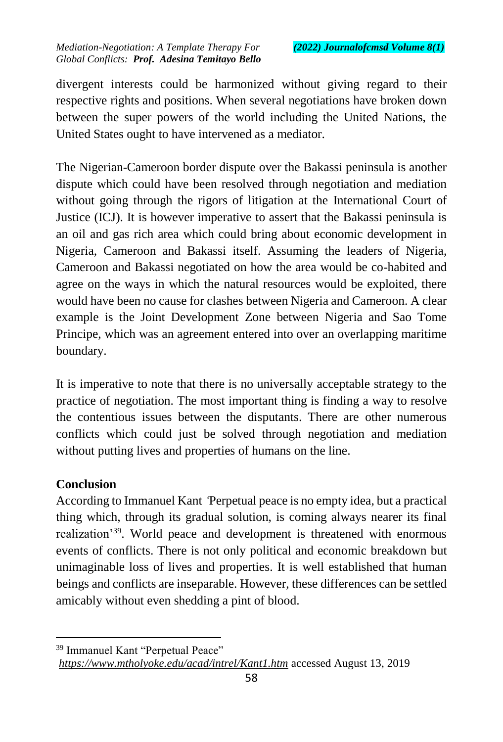divergent interests could be harmonized without giving regard to their respective rights and positions. When several negotiations have broken down between the super powers of the world including the United Nations, the United States ought to have intervened as a mediator.

The Nigerian-Cameroon border dispute over the Bakassi peninsula is another dispute which could have been resolved through negotiation and mediation without going through the rigors of litigation at the International Court of Justice (ICJ). It is however imperative to assert that the Bakassi peninsula is an oil and gas rich area which could bring about economic development in Nigeria, Cameroon and Bakassi itself. Assuming the leaders of Nigeria, Cameroon and Bakassi negotiated on how the area would be co-habited and agree on the ways in which the natural resources would be exploited, there would have been no cause for clashes between Nigeria and Cameroon. A clear example is the Joint Development Zone between Nigeria and Sao Tome Principe, which was an agreement entered into over an overlapping maritime boundary.

It is imperative to note that there is no universally acceptable strategy to the practice of negotiation. The most important thing is finding a way to resolve the contentious issues between the disputants. There are other numerous conflicts which could just be solved through negotiation and mediation without putting lives and properties of humans on the line.

## Conclusion

According to Immanuel Kant *'*Perpetual peace is no empty idea, but a practical thing which, through its gradual solution, is coming always nearer its final realization'[39]. World peace and development is threatened with enormous events of conflicts. There is not only political and economic breakdown but unimaginable loss of lives and properties. It is well established that human beings and conflicts are inseparable. However, these differences can be settled amicably without even shedding a pint of blood.

---

[39] Immanuel Kant "Perpetual Peace" *https://www.mtholyoke.edu/acad/intrel/Kant1.htm* accessed August 13, 2019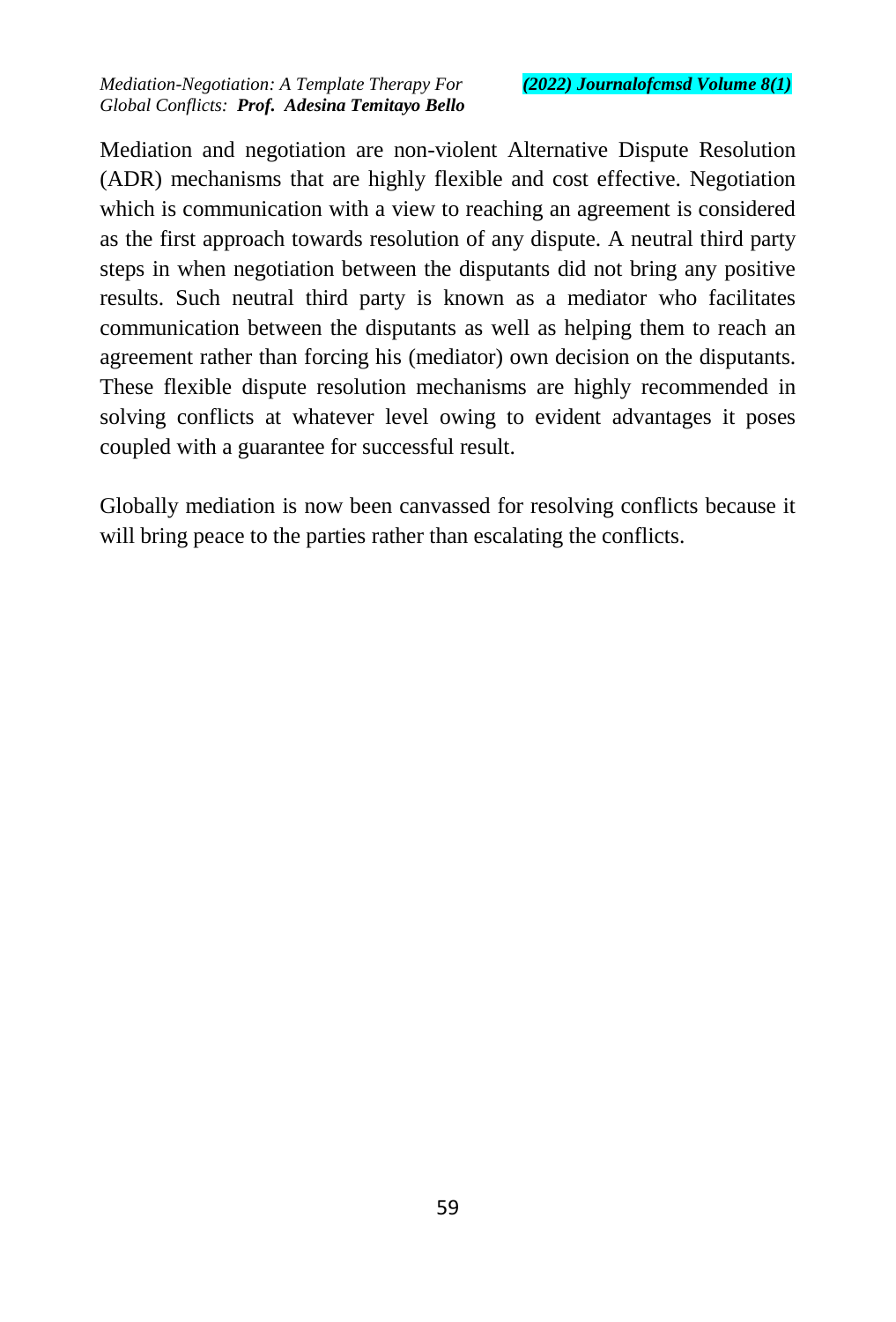Mediation and negotiation are non-violent Alternative Dispute Resolution (ADR) mechanisms that are highly flexible and cost effective. Negotiation which is communication with a view to reaching an agreement is considered as the first approach towards resolution of any dispute. A neutral third party steps in when negotiation between the disputants did not bring any positive results. Such neutral third party is known as a mediator who facilitates communication between the disputants as well as helping them to reach an agreement rather than forcing his (mediator) own decision on the disputants. These flexible dispute resolution mechanisms are highly recommended in solving conflicts at whatever level owing to evident advantages it poses coupled with a guarantee for successful result.

Globally mediation is now been canvassed for resolving conflicts because it will bring peace to the parties rather than escalating the conflicts.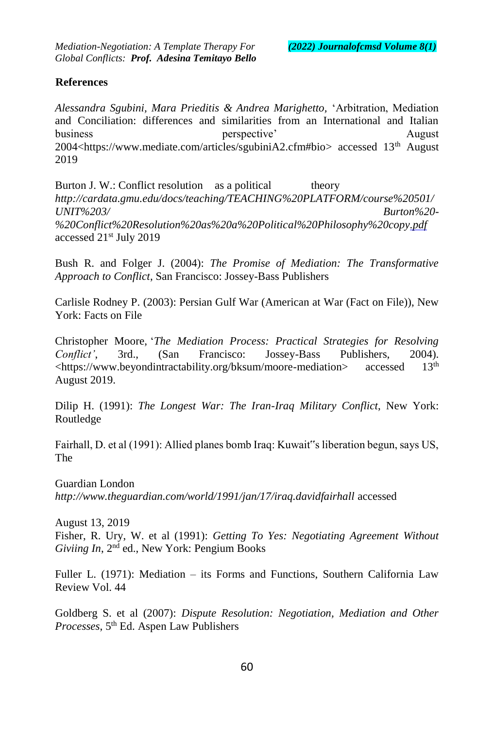## References

*Alessandra Sgubini, Mara Prieditis & Andrea Marighetto,* 'Arbitration, Mediation and Conciliation: differences and similarities from an International and Italian business perspective' August 2004<https://www.mediate.com/articles/sgubiniA2.cfm#bio> accessed 13th August 2019

Burton J. W.: Conflict resolution as a political theory *http://cardata.gmu.edu/docs/teaching/TEACHING%20PLATFORM/course%20501/UNIT%203/Burton%20-%20Conflict%20Resolution%20as%20a%20Political%20Philosophy%20copy.pdf* accessed 21st July 2019

Bush R. and Folger J. (2004): *The Promise of Mediation: The Transformative Approach to Conflict*, San Francisco: Jossey-Bass Publishers

Carlisle Rodney P. (2003): Persian Gulf War (American at War (Fact on File)), New York: Facts on File

Christopher Moore, '*The Mediation Process: Practical Strategies for Resolving Conflict'*, 3rd., (San Francisco: Jossey-Bass Publishers, 2004). <https://www.beyondintractability.org/bksum/moore-mediation> accessed 13th August 2019.

Dilip H. (1991): *The Longest War: The Iran-Iraq Military Conflict*, New York: Routledge

Fairhall, D. et al (1991): Allied planes bomb Iraq: Kuwait‟s liberation begun, says US, The

Guardian London *http://www.theguardian.com/world/1991/jan/17/iraq.davidfairhall* accessed

August 13, 2019

Fisher, R. Ury, W. et al (1991): *Getting To Yes: Negotiating Agreement Without Giviing In*, 2nd ed., New York: Pengium Books

Fuller L. (1971): Mediation – its Forms and Functions, Southern California Law Review Vol. 44

Goldberg S. et al (2007): *Dispute Resolution: Negotiation, Mediation and Other Processes*, 5th Ed. Aspen Law Publishers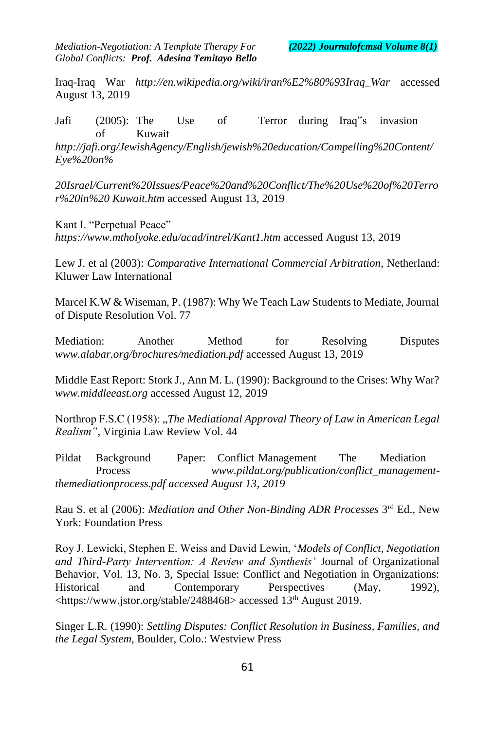Iraq-Iraq War *http://en.wikipedia.org/wiki/iran%E2%80%93Iraq_War* accessed August 13, 2019

Jafi (2005): The Use of Terror during Iraq‟s invasion of Kuwait *http://jafi.org/JewishAgency/English/jewish%20education/Compelling%20Content/Eye%20on%*

*20Israel/Current%20Issues/Peace%20and%20Conflict/The%20Use%20of%20Terror%20in%20 Kuwait.htm* accessed August 13, 2019

Kant I. "Perpetual Peace" *https://www.mtholyoke.edu/acad/intrel/Kant1.htm* accessed August 13, 2019

Lew J. et al (2003): *Comparative International Commercial Arbitration*, Netherland: Kluwer Law International

Marcel K.W & Wiseman, P. (1987): Why We Teach Law Students to Mediate, Journal of Dispute Resolution Vol. 77

Mediation: Another Method for Resolving Disputes *www.alabar.org/brochures/mediation.pdf* accessed August 13, 2019

Middle East Report: Stork J., Ann M. L. (1990): Background to the Crises: Why War? *www.middleeast.org* accessed August 12, 2019

Northrop F.S.C (1958): „*The Mediational Approval Theory of Law in American Legal Realism"*, Virginia Law Review Vol. 44

Pildat Background Paper: Conflict Management The Mediation Process *www.pildat.org/publication/conflict_management-themediationprocess.pdf accessed August 13, 2019*

Rau S. et al (2006): *Mediation and Other Non-Binding ADR Processes* 3rd Ed., New York: Foundation Press

Roy J. Lewicki, Stephen E. Weiss and David Lewin, '*Models of Conflict, Negotiation and Third-Party Intervention: A Review and Synthesis'* Journal of Organizational Behavior, Vol. 13, No. 3, Special Issue: Conflict and Negotiation in Organizations: Historical and Contemporary Perspectives (May, 1992), <https://www.jstor.org/stable/2488468> accessed 13th August 2019.

Singer L.R. (1990): *Settling Disputes: Conflict Resolution in Business, Families, and the Legal System,* Boulder, Colo.: Westview Press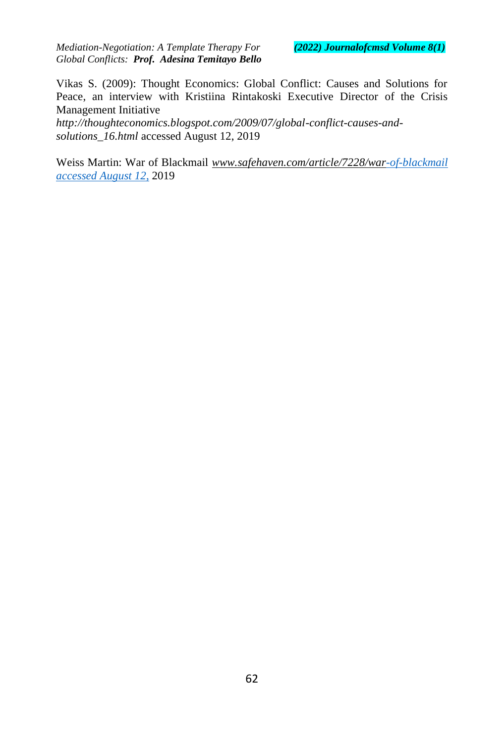Vikas S. (2009): Thought Economics: Global Conflict: Causes and Solutions for Peace, an interview with Kristiina Rintakoski Executive Director of the Crisis Management Initiative *http://thoughteconomics.blogspot.com/2009/07/global-conflict-causes-and-solutions_16.html* accessed August 12, 2019

Weiss Martin: War of Blackmail *www.safehaven.com/article/7228/war-of-blackmail accessed August 12,* 2019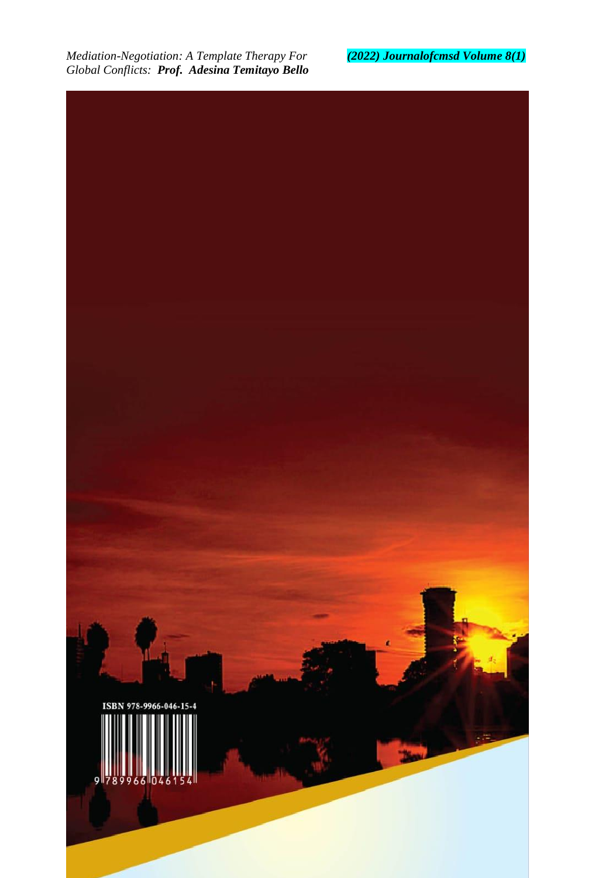ISBN 978-9966-046-15-4

9 789966 046154